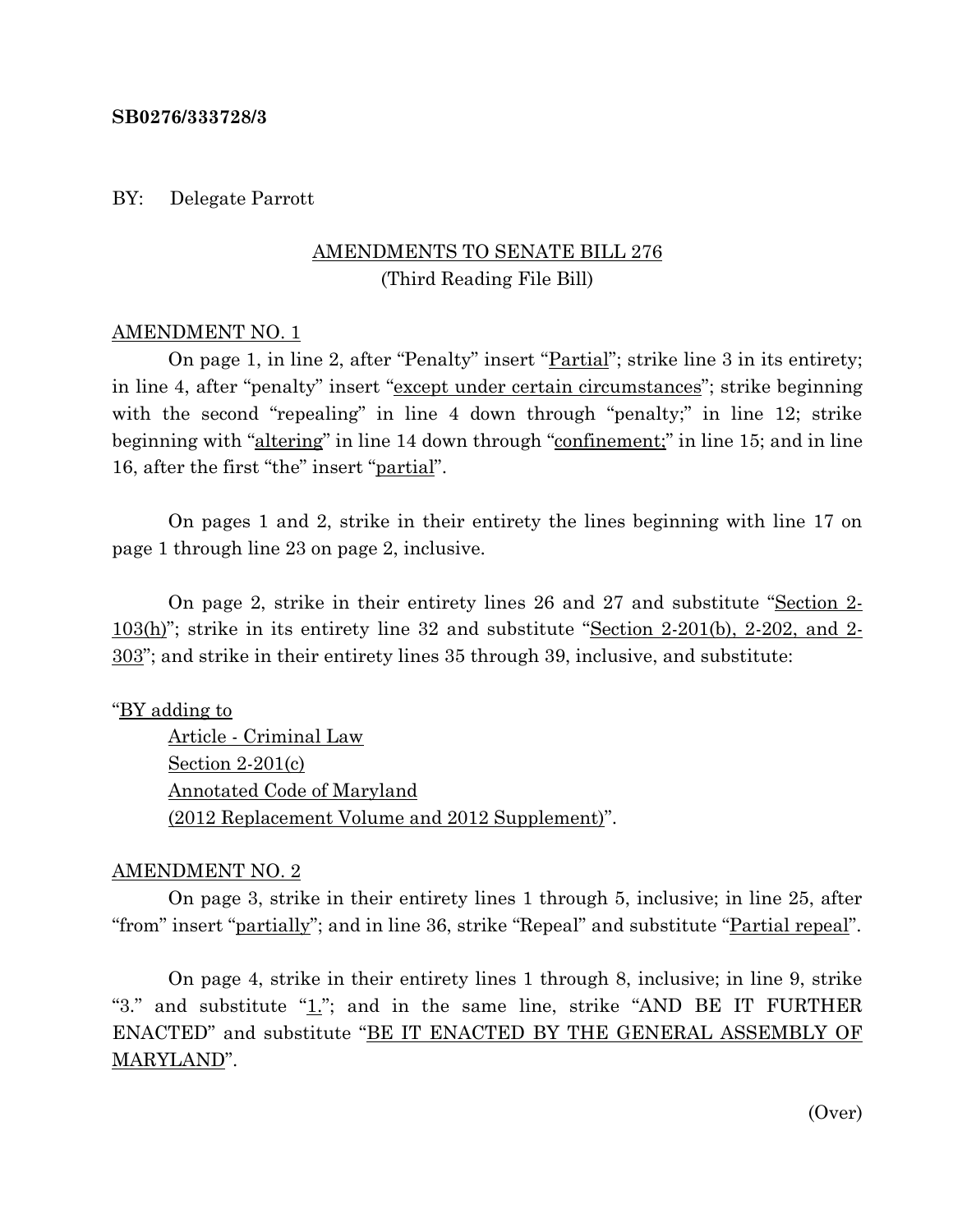**SB0276/333728/3**

BY: Delegate Parrott

AMENDMENTS TO SENATE BILL 276
(Third Reading File Bill)

AMENDMENT NO. 1

On page 1, in line 2, after "Penalty" insert "Partial"; strike line 3 in its entirety; in line 4, after "penalty" insert "except under certain circumstances"; strike beginning with the second "repealing" in line 4 down through "penalty;" in line 12; strike beginning with "altering" in line 14 down through "confinement;" in line 15; and in line 16, after the first "the" insert "partial".

On pages 1 and 2, strike in their entirety the lines beginning with line 17 on page 1 through line 23 on page 2, inclusive.

On page 2, strike in their entirety lines 26 and 27 and substitute "Section 2-103(h)"; strike in its entirety line 32 and substitute "Section 2-201(b), 2-202, and 2-303"; and strike in their entirety lines 35 through 39, inclusive, and substitute:

"BY adding to
Article - Criminal Law
Section 2-201(c)
Annotated Code of Maryland
(2012 Replacement Volume and 2012 Supplement)".

AMENDMENT NO. 2

On page 3, strike in their entirety lines 1 through 5, inclusive; in line 25, after "from" insert "partially"; and in line 36, strike "Repeal" and substitute "Partial repeal".

On page 4, strike in their entirety lines 1 through 8, inclusive; in line 9, strike "3." and substitute "1."; and in the same line, strike "AND BE IT FURTHER ENACTED" and substitute "BE IT ENACTED BY THE GENERAL ASSEMBLY OF MARYLAND".

(Over)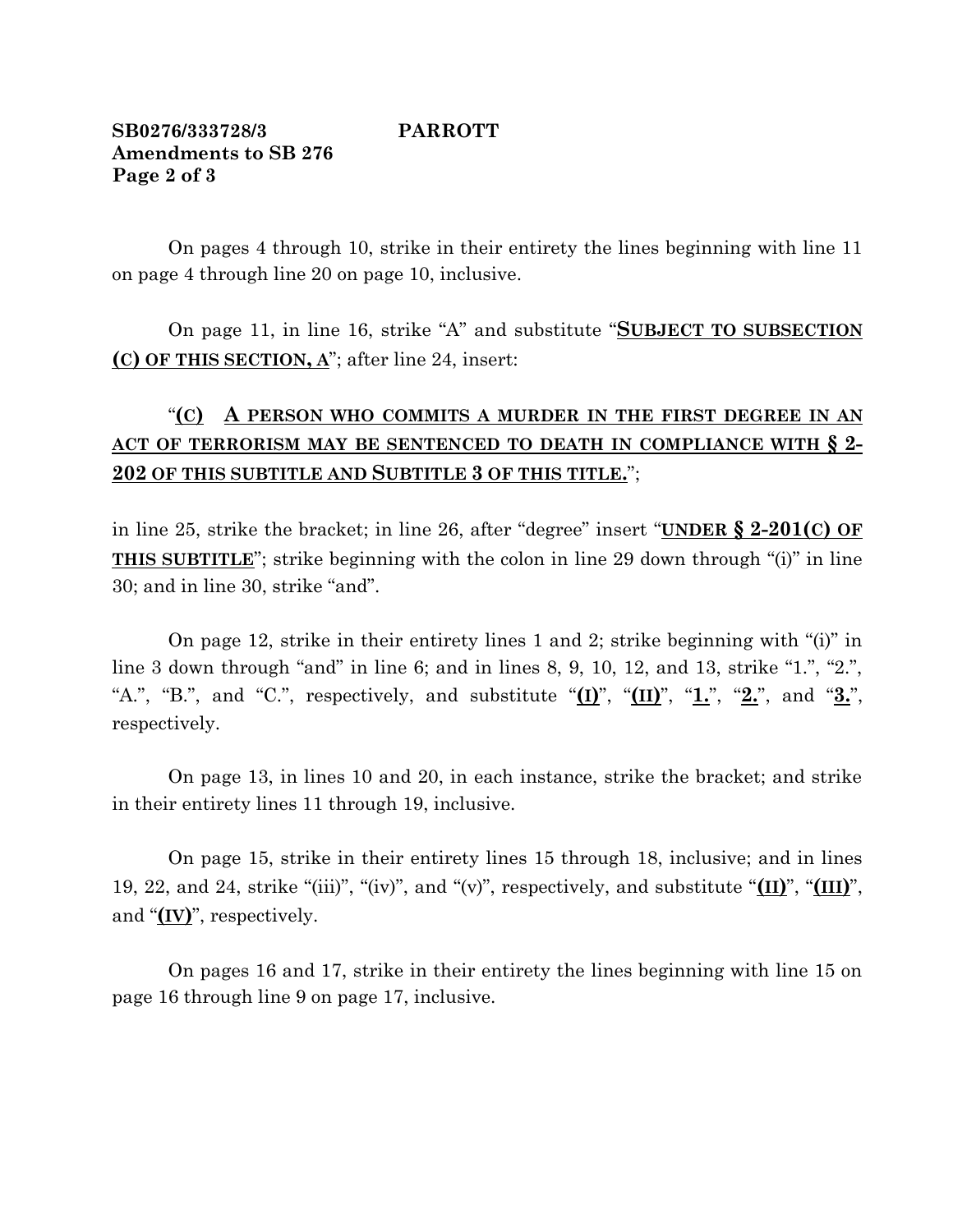SB0276/333728/3 PARROTT
Amendments to SB 276

On pages 4 through 10, strike in their entirety the lines beginning with line 11 on page 4 through line 20 on page 10, inclusive.

On page 11, in line 16, strike "A" and substitute "**SUBJECT TO SUBSECTION (C) OF THIS SECTION, A**"; after line 24, insert:

"**(C) A PERSON WHO COMMITS A MURDER IN THE FIRST DEGREE IN AN ACT OF TERRORISM MAY BE SENTENCED TO DEATH IN COMPLIANCE WITH § 2-202 OF THIS SUBTITLE AND SUBTITLE 3 OF THIS TITLE.**";

in line 25, strike the bracket; in line 26, after "degree" insert "**UNDER § 2-201(C) OF THIS SUBTITLE**"; strike beginning with the colon in line 29 down through "(i)" in line 30; and in line 30, strike "and".

On page 12, strike in their entirety lines 1 and 2; strike beginning with "(i)" in line 3 down through "and" in line 6; and in lines 8, 9, 10, 12, and 13, strike "1.", "2.", "A.", "B.", and "C.", respectively, and substitute "**(I)**", "**(II)**", "**1.**", "**2.**", and "**3.**", respectively.

On page 13, in lines 10 and 20, in each instance, strike the bracket; and strike in their entirety lines 11 through 19, inclusive.

On page 15, strike in their entirety lines 15 through 18, inclusive; and in lines 19, 22, and 24, strike "(iii)", "(iv)", and "(v)", respectively, and substitute "**(II)**", "**(III)**", and "**(IV)**", respectively.

On pages 16 and 17, strike in their entirety the lines beginning with line 15 on page 16 through line 9 on page 17, inclusive.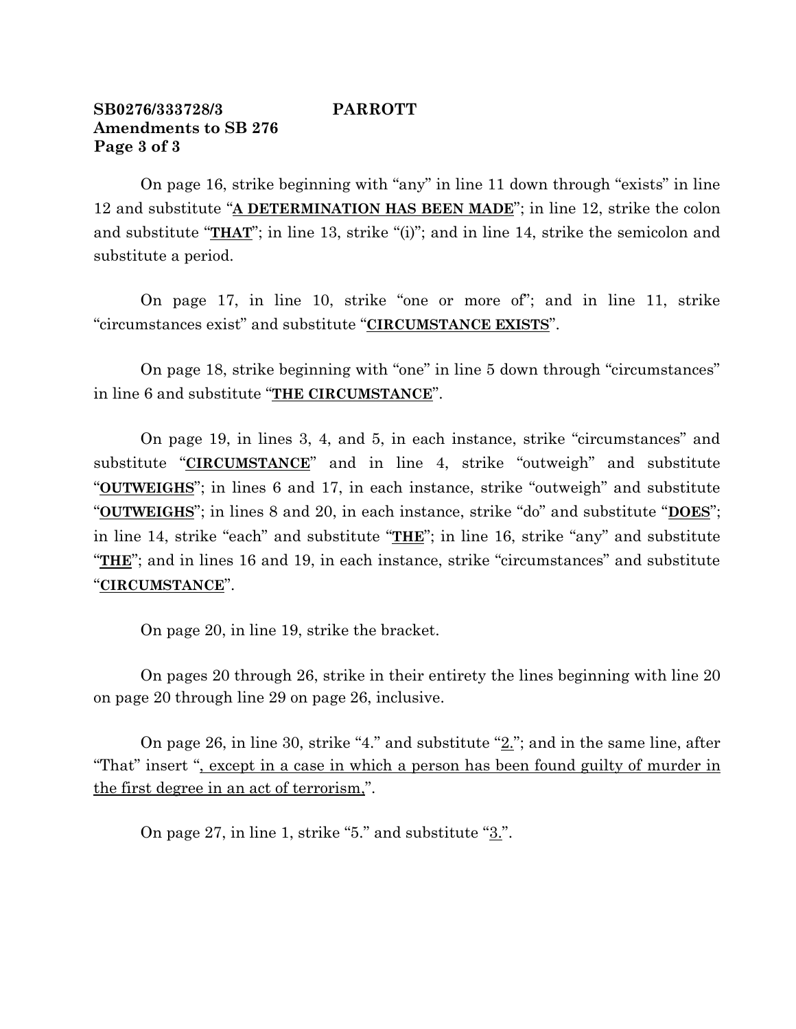**SB0276/333728/3 PARROTT**
**Amendments to SB 276**

On page 16, strike beginning with "any" in line 11 down through "exists" in line 12 and substitute "**A DETERMINATION HAS BEEN MADE**"; in line 12, strike the colon and substitute "**THAT**"; in line 13, strike "(i)"; and in line 14, strike the semicolon and substitute a period.

On page 17, in line 10, strike "one or more of"; and in line 11, strike "circumstances exist" and substitute "**CIRCUMSTANCE EXISTS**".

On page 18, strike beginning with "one" in line 5 down through "circumstances" in line 6 and substitute "**THE CIRCUMSTANCE**".

On page 19, in lines 3, 4, and 5, in each instance, strike "circumstances" and substitute "**CIRCUMSTANCE**" and in line 4, strike "outweigh" and substitute "**OUTWEIGHS**"; in lines 6 and 17, in each instance, strike "outweigh" and substitute "**OUTWEIGHS**"; in lines 8 and 20, in each instance, strike "do" and substitute "**DOES**"; in line 14, strike "each" and substitute "**THE**"; in line 16, strike "any" and substitute "**THE**"; and in lines 16 and 19, in each instance, strike "circumstances" and substitute "**CIRCUMSTANCE**".

On page 20, in line 19, strike the bracket.

On pages 20 through 26, strike in their entirety the lines beginning with line 20 on page 20 through line 29 on page 26, inclusive.

On page 26, in line 30, strike "4." and substitute "2."; and in the same line, after "That" insert ", except in a case in which a person has been found guilty of murder in the first degree in an act of terrorism,".

On page 27, in line 1, strike "5." and substitute "3.".